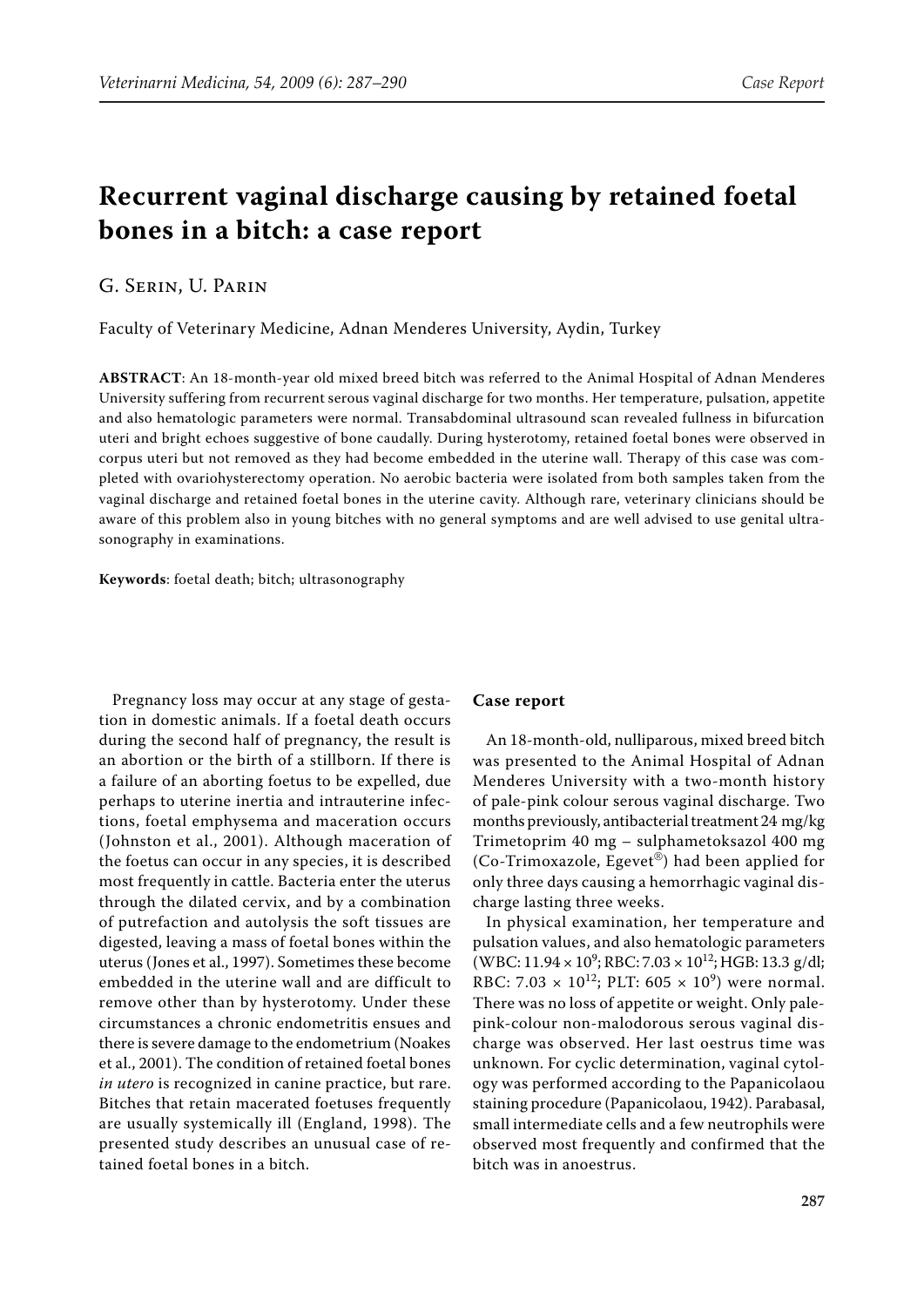# Recurrent vaginal discharge causing by retained foetal bones in a bitch: a case report

G. Serin, U. Parin

Faculty of Veterinary Medicine, Adnan Menderes University, Aydin, Turkey

**ABSTRACT**: An 18-month-year old mixed breed bitch was referred to the Animal Hospital of Adnan Menderes University suffering from recurrent serous vaginal discharge for two months. Her temperature, pulsation, appetite and also hematologic parameters were normal. Transabdominal ultrasound scan revealed fullness in bifurcation uteri and bright echoes suggestive of bone caudally. During hysterotomy, retained foetal bones were observed in corpus uteri but not removed as they had become embedded in the uterine wall. Therapy of this case was completed with ovariohysterectomy operation. No aerobic bacteria were isolated from both samples taken from the vaginal discharge and retained foetal bones in the uterine cavity. Although rare, veterinary clinicians should be aware of this problem also in young bitches with no general symptoms and are well advised to use genital ultrasonography in examinations.

**Keywords**: foetal death; bitch; ultrasonography

Pregnancy loss may occur at any stage of gestation in domestic animals. If a foetal death occurs during the second half of pregnancy, the result is an abortion or the birth of a stillborn. If there is a failure of an aborting foetus to be expelled, due perhaps to uterine inertia and intrauterine infections, foetal emphysema and maceration occurs (Johnston et al., 2001). Although maceration of the foetus can occur in any species, it is described most frequently in cattle. Bacteria enter the uterus through the dilated cervix, and by a combination of putrefaction and autolysis the soft tissues are digested, leaving a mass of foetal bones within the uterus (Jones et al., 1997). Sometimes these become embedded in the uterine wall and are difficult to remove other than by hysterotomy. Under these circumstances a chronic endometritis ensues and there is severe damage to the endometrium (Noakes et al., 2001). The condition of retained foetal bones *in utero* is recognized in canine practice, but rare. Bitches that retain macerated foetuses frequently are usually systemically ill (England, 1998). The presented study describes an unusual case of retained foetal bones in a bitch.

## Case report

An 18-month-old, nulliparous, mixed breed bitch was presented to the Animal Hospital of Adnan Menderes University with a two-month history of pale-pink colour serous vaginal discharge. Two months previously, antibacterial treatment 24 mg/kg Trimetoprim 40 mg – sulphametoksazol 400 mg (Co-Trimoxazole, Egevet®) had been applied for only three days causing a hemorrhagic vaginal discharge lasting three weeks.

In physical examination, her temperature and pulsation values, and also hematologic parameters (WBC: $11.94 \times 10^9$; RBC: $7.03 \times 10^{12}$; HGB: 13.3 g/dl; RBC: $7.03 \times 10^{12}$; PLT: $605 \times 10^9$) were normal. There was no loss of appetite or weight. Only pale-pink-colour non-malodorous serous vaginal discharge was observed. Her last oestrus time was unknown. For cyclic determination, vaginal cytology was performed according to the Papanicolaou staining procedure (Papanicolaou, 1942). Parabasal, small intermediate cells and a few neutrophils were observed most frequently and confirmed that the bitch was in anoestrus.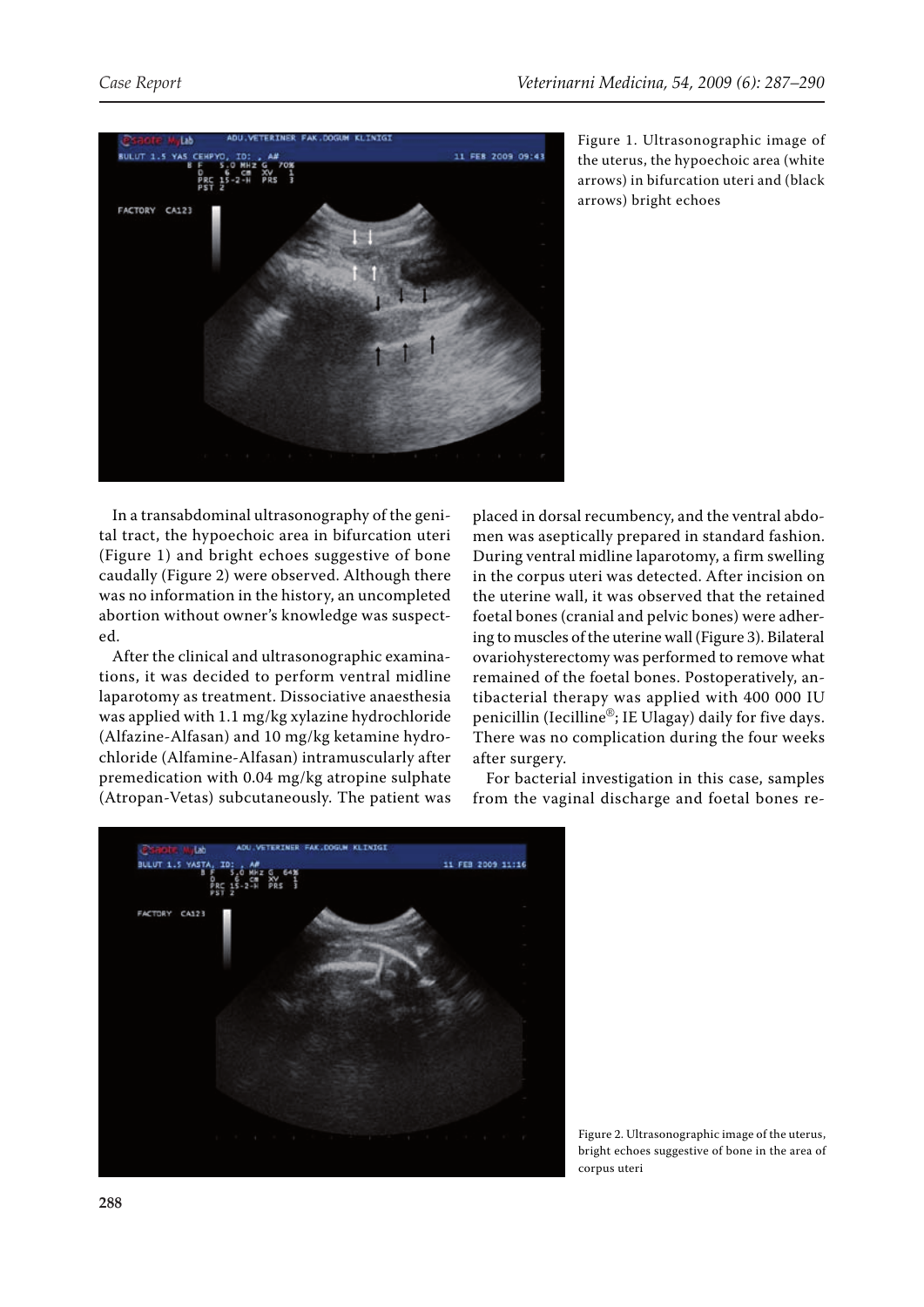Figure 1. Ultrasonographic image of the uterus, the hypoechoic area (white arrows) in bifurcation uteri and (black arrows) bright echoes

In a transabdominal ultrasonography of the genital tract, the hypoechoic area in bifurcation uteri (Figure 1) and bright echoes suggestive of bone caudally (Figure 2) were observed. Although there was no information in the history, an uncompleted abortion without owner's knowledge was suspected.

After the clinical and ultrasonographic examinations, it was decided to perform ventral midline laparotomy as treatment. Dissociative anaesthesia was applied with 1.1 mg/kg xylazine hydrochloride (Alfazine-Alfasan) and 10 mg/kg ketamine hydrochloride (Alfamine-Alfasan) intramuscularly after premedication with 0.04 mg/kg atropine sulphate (Atropan-Vetas) subcutaneously. The patient was placed in dorsal recumbency, and the ventral abdomen was aseptically prepared in standard fashion. During ventral midline laparotomy, a firm swelling in the corpus uteri was detected. After incision on the uterine wall, it was observed that the retained foetal bones (cranial and pelvic bones) were adhering to muscles of the uterine wall (Figure 3). Bilateral ovariohysterectomy was performed to remove what remained of the foetal bones. Postoperatively, antibacterial therapy was applied with 400 000 IU penicillin (Iecilline®; IE Ulagay) daily for five days. There was no complication during the four weeks after surgery.

For bacterial investigation in this case, samples from the vaginal discharge and foetal bones re-

Figure 2. Ultrasonographic image of the uterus, bright echoes suggestive of bone in the area of corpus uteri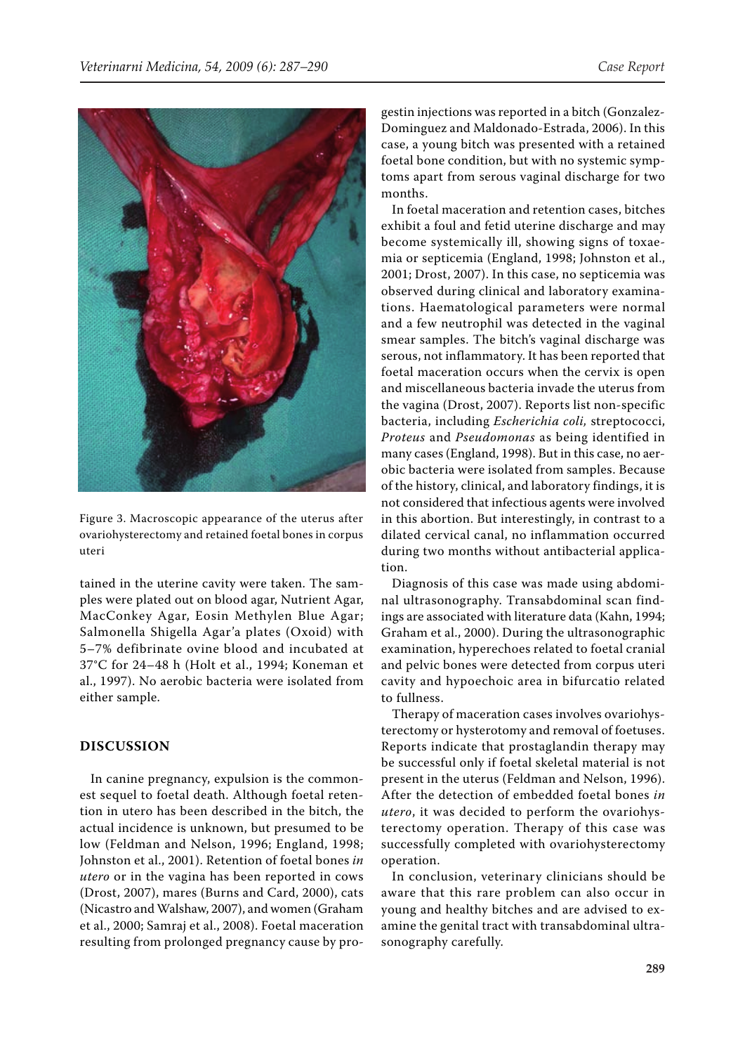Figure 3. Macroscopic appearance of the uterus after ovariohysterectomy and retained foetal bones in corpus uteri

tained in the uterine cavity were taken. The samples were plated out on blood agar, Nutrient Agar, MacConkey Agar, Eosin Methylen Blue Agar; Salmonella Shigella Agar'a plates (Oxoid) with 5–7% defibrinate ovine blood and incubated at 37°C for 24–48 h (Holt et al., 1994; Koneman et al., 1997). No aerobic bacteria were isolated from either sample.

## DISCUSSION

In canine pregnancy, expulsion is the commonest sequel to foetal death. Although foetal retention in utero has been described in the bitch, the actual incidence is unknown, but presumed to be low (Feldman and Nelson, 1996; England, 1998; Johnston et al., 2001). Retention of foetal bones *in utero* or in the vagina has been reported in cows (Drost, 2007), mares (Burns and Card, 2000), cats (Nicastro and Walshaw, 2007), and women (Graham et al., 2000; Samraj et al., 2008). Foetal maceration resulting from prolonged pregnancy cause by progestin injections was reported in a bitch (Gonzalez-Dominguez and Maldonado-Estrada, 2006). In this case, a young bitch was presented with a retained foetal bone condition, but with no systemic symptoms apart from serous vaginal discharge for two months.

In foetal maceration and retention cases, bitches exhibit a foul and fetid uterine discharge and may become systemically ill, showing signs of toxaemia or septicemia (England, 1998; Johnston et al., 2001; Drost, 2007). In this case, no septicemia was observed during clinical and laboratory examinations. Haematological parameters were normal and a few neutrophil was detected in the vaginal smear samples. The bitch's vaginal discharge was serous, not inflammatory. It has been reported that foetal maceration occurs when the cervix is open and miscellaneous bacteria invade the uterus from the vagina (Drost, 2007). Reports list non-specific bacteria, including *Escherichia coli,* streptococci, *Proteus* and *Pseudomonas* as being identified in many cases (England, 1998). But in this case, no aerobic bacteria were isolated from samples. Because of the history, clinical, and laboratory findings, it is not considered that infectious agents were involved in this abortion. But interestingly, in contrast to a dilated cervical canal, no inflammation occurred during two months without antibacterial application.

Diagnosis of this case was made using abdominal ultrasonography. Transabdominal scan findings are associated with literature data (Kahn, 1994; Graham et al., 2000). During the ultrasonographic examination, hyperechoes related to foetal cranial and pelvic bones were detected from corpus uteri cavity and hypoechoic area in bifurcatio related to fullness.

Therapy of maceration cases involves ovariohysterectomy or hysterotomy and removal of foetuses. Reports indicate that prostaglandin therapy may be successful only if foetal skeletal material is not present in the uterus (Feldman and Nelson, 1996). After the detection of embedded foetal bones *in utero*, it was decided to perform the ovariohysterectomy operation. Therapy of this case was successfully completed with ovariohysterectomy operation.

In conclusion, veterinary clinicians should be aware that this rare problem can also occur in young and healthy bitches and are advised to examine the genital tract with transabdominal ultrasonography carefully.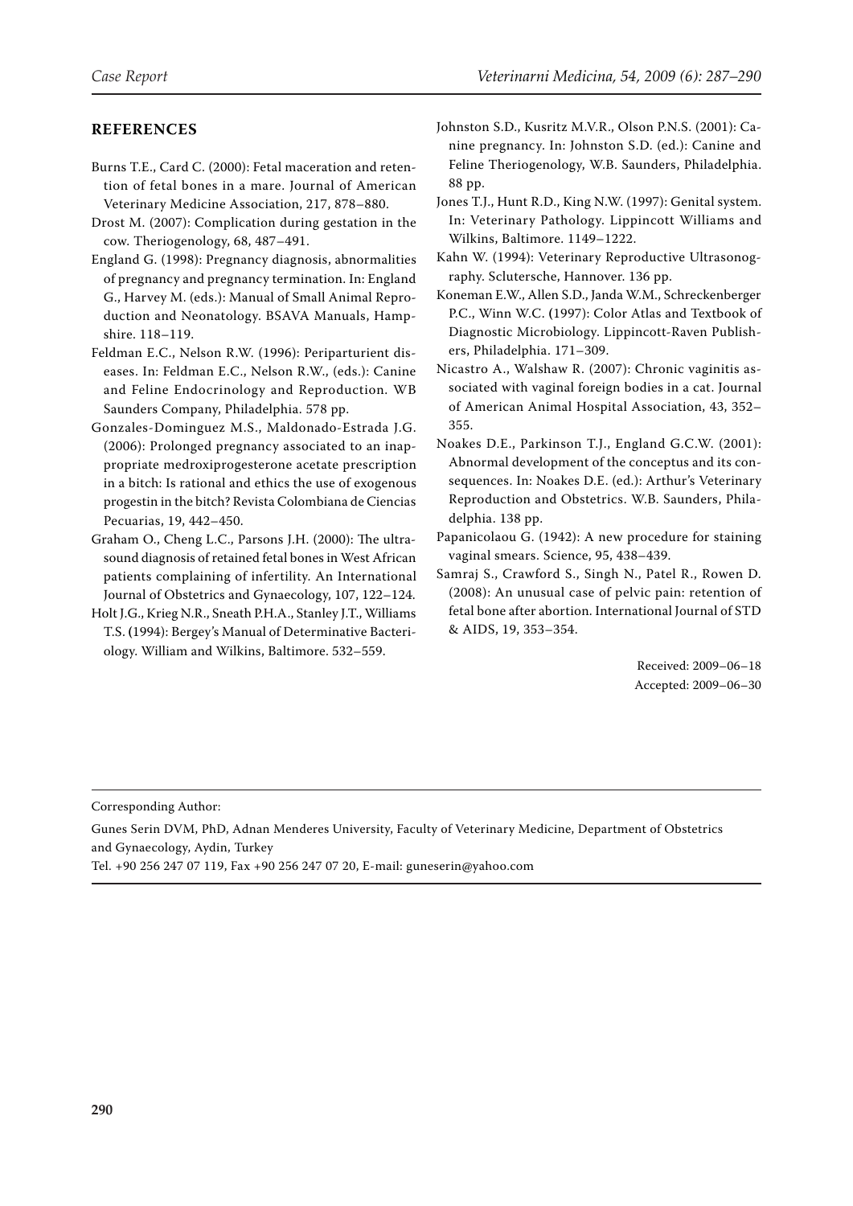## REFERENCES

Burns T.E., Card C. (2000): Fetal maceration and retention of fetal bones in a mare. Journal of American Veterinary Medicine Association, 217, 878–880.

Drost M. (2007): Complication during gestation in the cow. Theriogenology, 68, 487–491.

England G. (1998): Pregnancy diagnosis, abnormalities of pregnancy and pregnancy termination. In: England G., Harvey M. (eds.): Manual of Small Animal Reproduction and Neonatology. BSAVA Manuals, Hampshire. 118–119.

Feldman E.C., Nelson R.W. (1996): Periparturient diseases. In: Feldman E.C., Nelson R.W., (eds.): Canine and Feline Endocrinology and Reproduction. WB Saunders Company, Philadelphia. 578 pp.

Gonzales-Dominguez M.S., Maldonado-Estrada J.G. (2006): Prolonged pregnancy associated to an inappropriate medroxiprogesterone acetate prescription in a bitch: Is rational and ethics the use of exogenous progestin in the bitch? Revista Colombiana de Ciencias Pecuarias, 19, 442–450.

Graham O., Cheng L.C., Parsons J.H. (2000): The ultrasound diagnosis of retained fetal bones in West African patients complaining of infertility. An International Journal of Obstetrics and Gynaecology, 107, 122–124.

Holt J.G., Krieg N.R., Sneath P.H.A., Stanley J.T., Williams T.S. (1994): Bergey's Manual of Determinative Bacteriology. William and Wilkins, Baltimore. 532–559.

Johnston S.D., Kusritz M.V.R., Olson P.N.S. (2001): Canine pregnancy. In: Johnston S.D. (ed.): Canine and Feline Theriogenology, W.B. Saunders, Philadelphia. 88 pp.

Jones T.J., Hunt R.D., King N.W. (1997): Genital system. In: Veterinary Pathology. Lippincott Williams and Wilkins, Baltimore. 1149–1222.

Kahn W. (1994): Veterinary Reproductive Ultrasonography. Sclutersche, Hannover. 136 pp.

Koneman E.W., Allen S.D., Janda W.M., Schreckenberger P.C., Winn W.C. (1997): Color Atlas and Textbook of Diagnostic Microbiology. Lippincott-Raven Publishers, Philadelphia. 171–309.

Nicastro A., Walshaw R. (2007): Chronic vaginitis associated with vaginal foreign bodies in a cat. Journal of American Animal Hospital Association, 43, 352–355.

Noakes D.E., Parkinson T.J., England G.C.W. (2001): Abnormal development of the conceptus and its consequences. In: Noakes D.E. (ed.): Arthur's Veterinary Reproduction and Obstetrics. W.B. Saunders, Philadelphia. 138 pp.

Papanicolaou G. (1942): A new procedure for staining vaginal smears. Science, 95, 438–439.

Samraj S., Crawford S., Singh N., Patel R., Rowen D. (2008): An unusual case of pelvic pain: retention of fetal bone after abortion. International Journal of STD & AIDS, 19, 353–354.

Received: 2009–06–18
Accepted: 2009–06–30

Corresponding Author:

Gunes Serin DVM, PhD, Adnan Menderes University, Faculty of Veterinary Medicine, Department of Obstetrics and Gynaecology, Aydin, Turkey

Tel. +90 256 247 07 119, Fax +90 256 247 07 20, E-mail: guneserin@yahoo.com